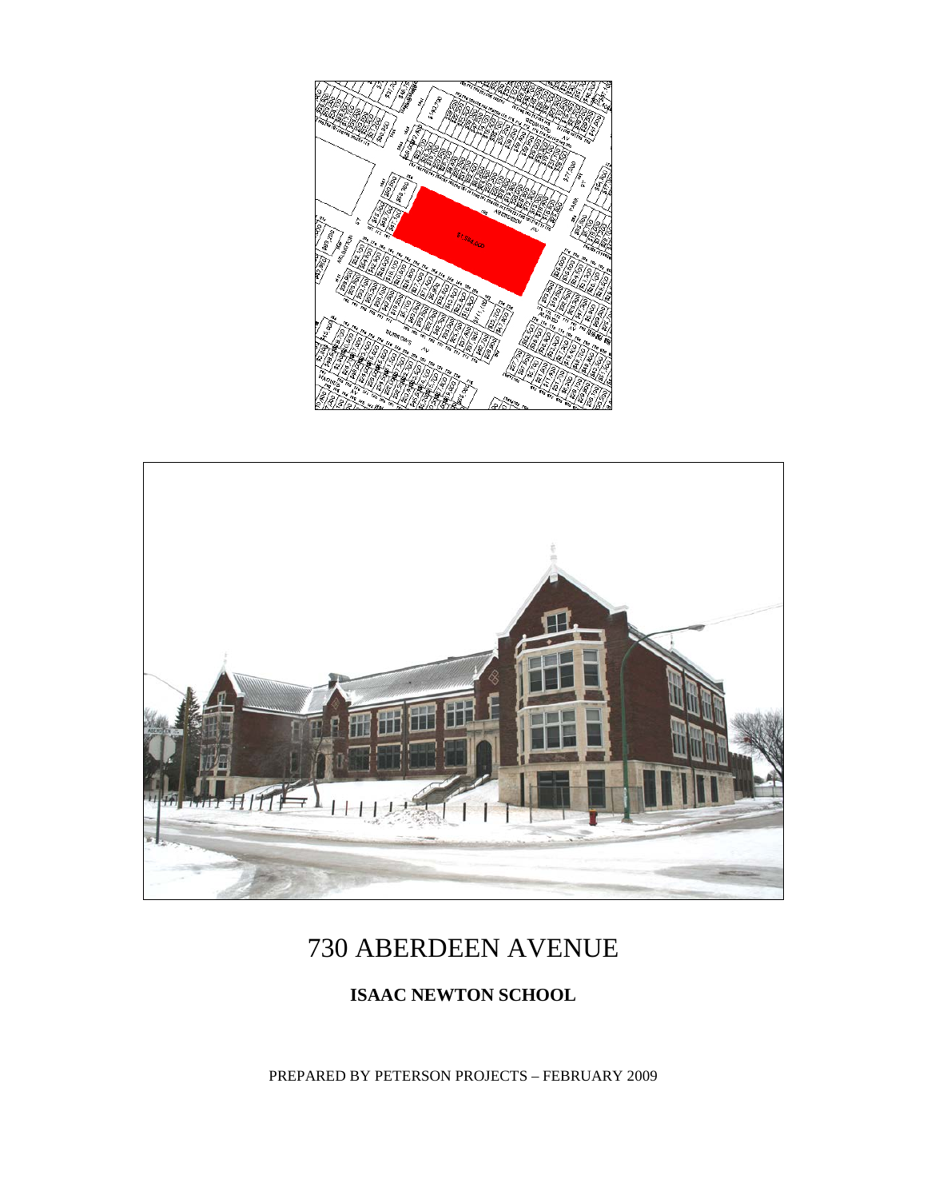# 730 ABERDEEN AVENUE

## ISAAC NEWTON SCHOOL

PREPARED BY PETERSON PROJECTS – FEBRUARY 2009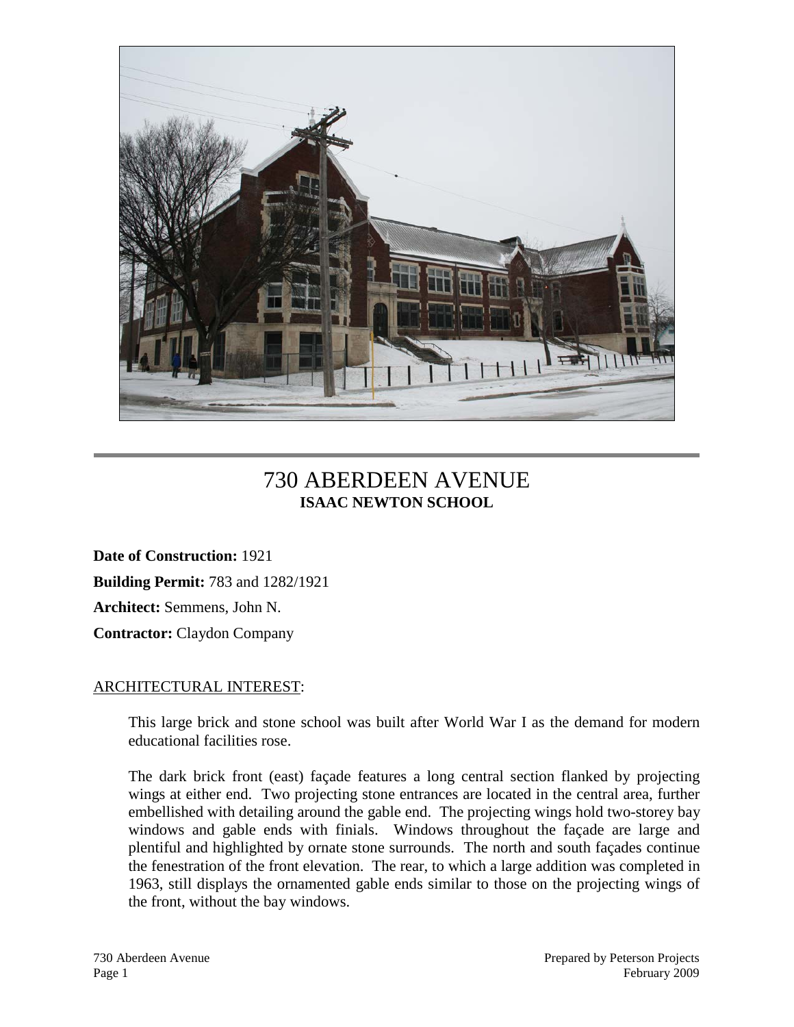# 730 ABERDEEN AVENUE

**ISAAC NEWTON SCHOOL**

**Date of Construction:** 1921

**Building Permit:** 783 and 1282/1921

**Architect:** Semmens, John N.

**Contractor:** Claydon Company

ARCHITECTURAL INTEREST:

This large brick and stone school was built after World War I as the demand for modern educational facilities rose.

The dark brick front (east) façade features a long central section flanked by projecting wings at either end. Two projecting stone entrances are located in the central area, further embellished with detailing around the gable end. The projecting wings hold two-storey bay windows and gable ends with finials. Windows throughout the façade are large and plentiful and highlighted by ornate stone surrounds. The north and south façades continue the fenestration of the front elevation. The rear, to which a large addition was completed in 1963, still displays the ornamented gable ends similar to those on the projecting wings of the front, without the bay windows.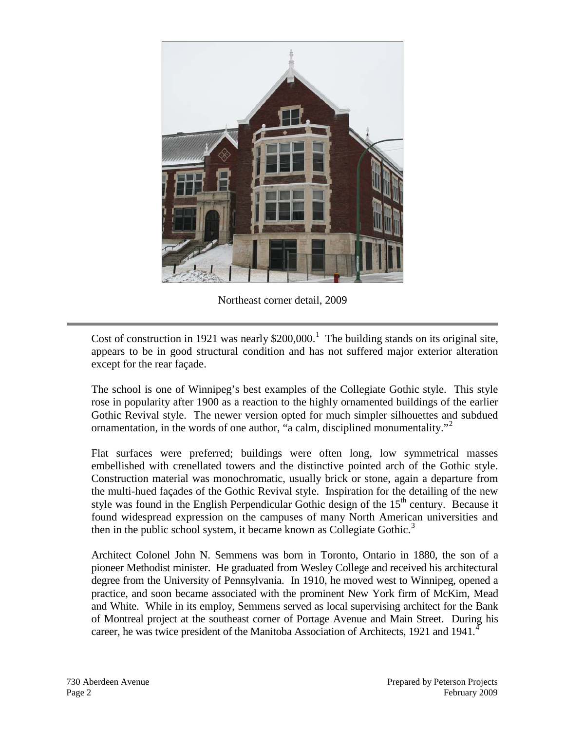Northeast corner detail, 2009

Cost of construction in 1921 was nearly $200,000.[1] The building stands on its original site, appears to be in good structural condition and has not suffered major exterior alteration except for the rear façade.

The school is one of Winnipeg's best examples of the Collegiate Gothic style. This style rose in popularity after 1900 as a reaction to the highly ornamented buildings of the earlier Gothic Revival style. The newer version opted for much simpler silhouettes and subdued ornamentation, in the words of one author, "a calm, disciplined monumentality."[2]

Flat surfaces were preferred; buildings were often long, low symmetrical masses embellished with crenellated towers and the distinctive pointed arch of the Gothic style. Construction material was monochromatic, usually brick or stone, again a departure from the multi-hued façades of the Gothic Revival style. Inspiration for the detailing of the new style was found in the English Perpendicular Gothic design of the 15th century. Because it found widespread expression on the campuses of many North American universities and then in the public school system, it became known as Collegiate Gothic.[3]

Architect Colonel John N. Semmens was born in Toronto, Ontario in 1880, the son of a pioneer Methodist minister. He graduated from Wesley College and received his architectural degree from the University of Pennsylvania. In 1910, he moved west to Winnipeg, opened a practice, and soon became associated with the prominent New York firm of McKim, Mead and White. While in its employ, Semmens served as local supervising architect for the Bank of Montreal project at the southeast corner of Portage Avenue and Main Street. During his career, he was twice president of the Manitoba Association of Architects, 1921 and 1941.[4]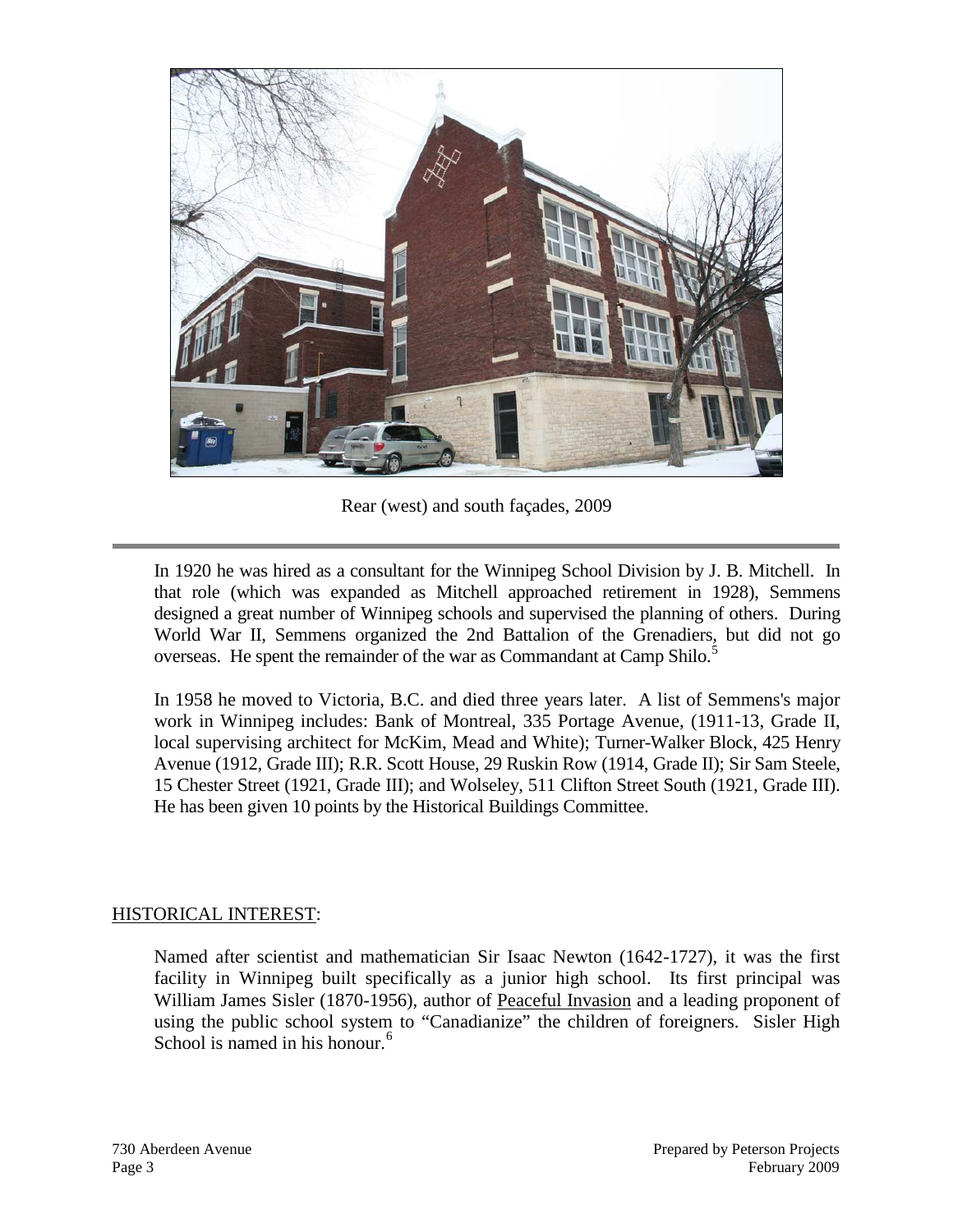Rear (west) and south façades, 2009

---

In 1920 he was hired as a consultant for the Winnipeg School Division by J. B. Mitchell. In that role (which was expanded as Mitchell approached retirement in 1928), Semmens designed a great number of Winnipeg schools and supervised the planning of others. During World War II, Semmens organized the 2nd Battalion of the Grenadiers, but did not go overseas. He spent the remainder of the war as Commandant at Camp Shilo.[5]

In 1958 he moved to Victoria, B.C. and died three years later. A list of Semmens's major work in Winnipeg includes: Bank of Montreal, 335 Portage Avenue, (1911-13, Grade II, local supervising architect for McKim, Mead and White); Turner-Walker Block, 425 Henry Avenue (1912, Grade III); R.R. Scott House, 29 Ruskin Row (1914, Grade II); Sir Sam Steele, 15 Chester Street (1921, Grade III); and Wolseley, 511 Clifton Street South (1921, Grade III). He has been given 10 points by the Historical Buildings Committee.

## HISTORICAL INTEREST:

Named after scientist and mathematician Sir Isaac Newton (1642-1727), it was the first facility in Winnipeg built specifically as a junior high school. Its first principal was William James Sisler (1870-1956), author of Peaceful Invasion and a leading proponent of using the public school system to "Canadianize" the children of foreigners. Sisler High School is named in his honour.[6]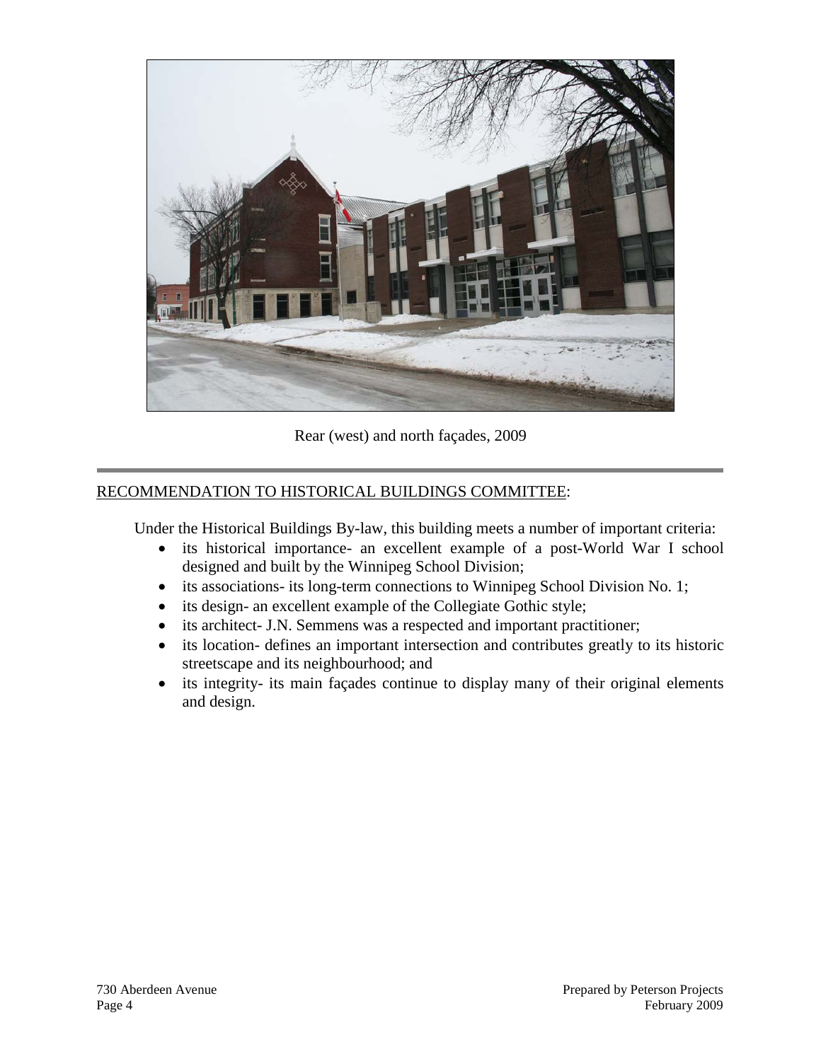Rear (west) and north façades, 2009

---

RECOMMENDATION TO HISTORICAL BUILDINGS COMMITTEE:

Under the Historical Buildings By-law, this building meets a number of important criteria:

- its historical importance- an excellent example of a post-World War I school designed and built by the Winnipeg School Division;
- its associations- its long-term connections to Winnipeg School Division No. 1;
- its design- an excellent example of the Collegiate Gothic style;
- its architect- J.N. Semmens was a respected and important practitioner;
- its location- defines an important intersection and contributes greatly to its historic streetscape and its neighbourhood; and
- its integrity- its main façades continue to display many of their original elements and design.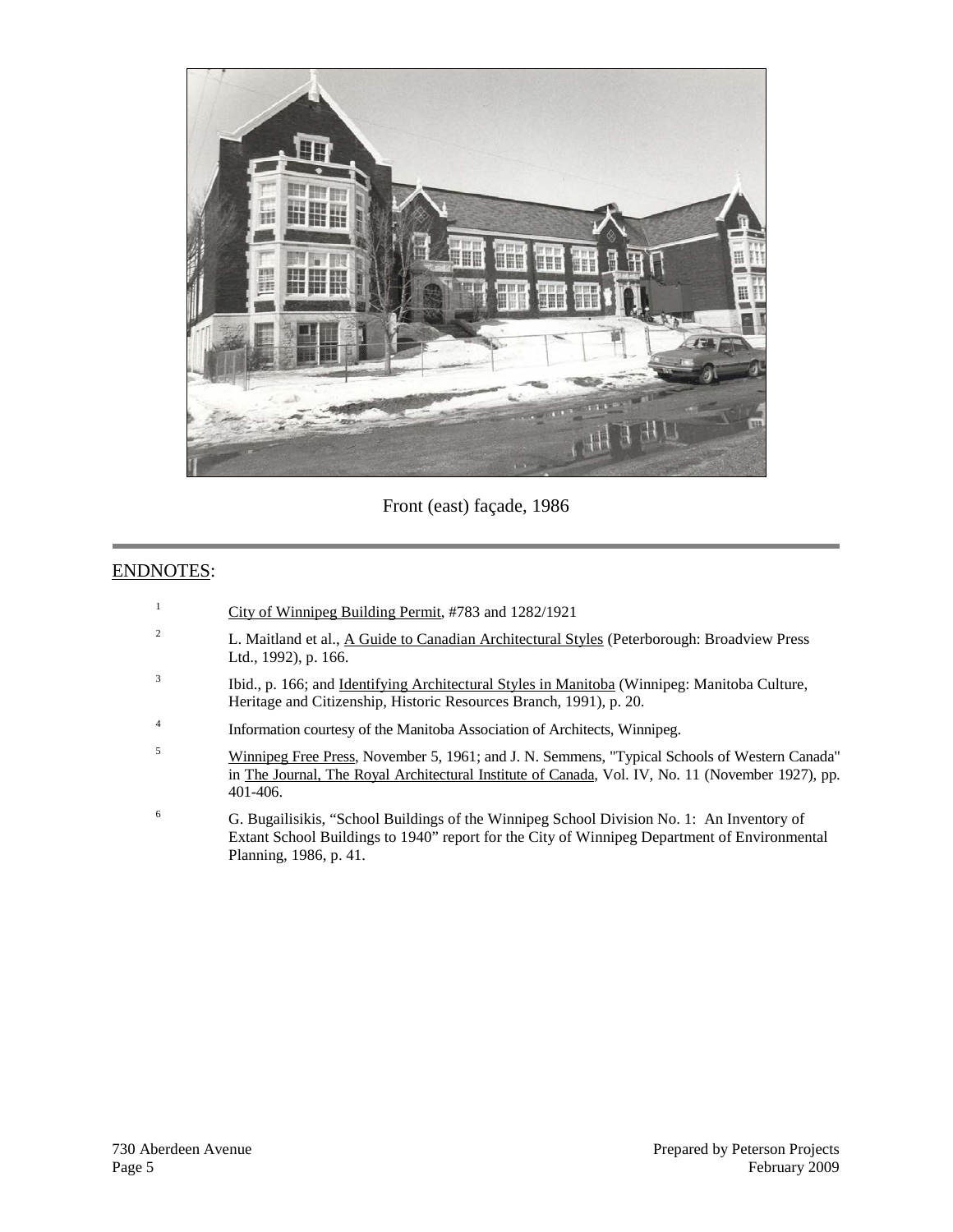Front (east) façade, 1986

## ENDNOTES:

1. City of Winnipeg Building Permit, #783 and 1282/1921
2. L. Maitland et al., A Guide to Canadian Architectural Styles (Peterborough: Broadview Press Ltd., 1992), p. 166.
3. Ibid., p. 166; and Identifying Architectural Styles in Manitoba (Winnipeg: Manitoba Culture, Heritage and Citizenship, Historic Resources Branch, 1991), p. 20.
4. Information courtesy of the Manitoba Association of Architects, Winnipeg.
5. Winnipeg Free Press, November 5, 1961; and J. N. Semmens, "Typical Schools of Western Canada" in The Journal, The Royal Architectural Institute of Canada, Vol. IV, No. 11 (November 1927), pp. 401-406.
6. G. Bugailisikis, "School Buildings of the Winnipeg School Division No. 1: An Inventory of Extant School Buildings to 1940" report for the City of Winnipeg Department of Environmental Planning, 1986, p. 41.